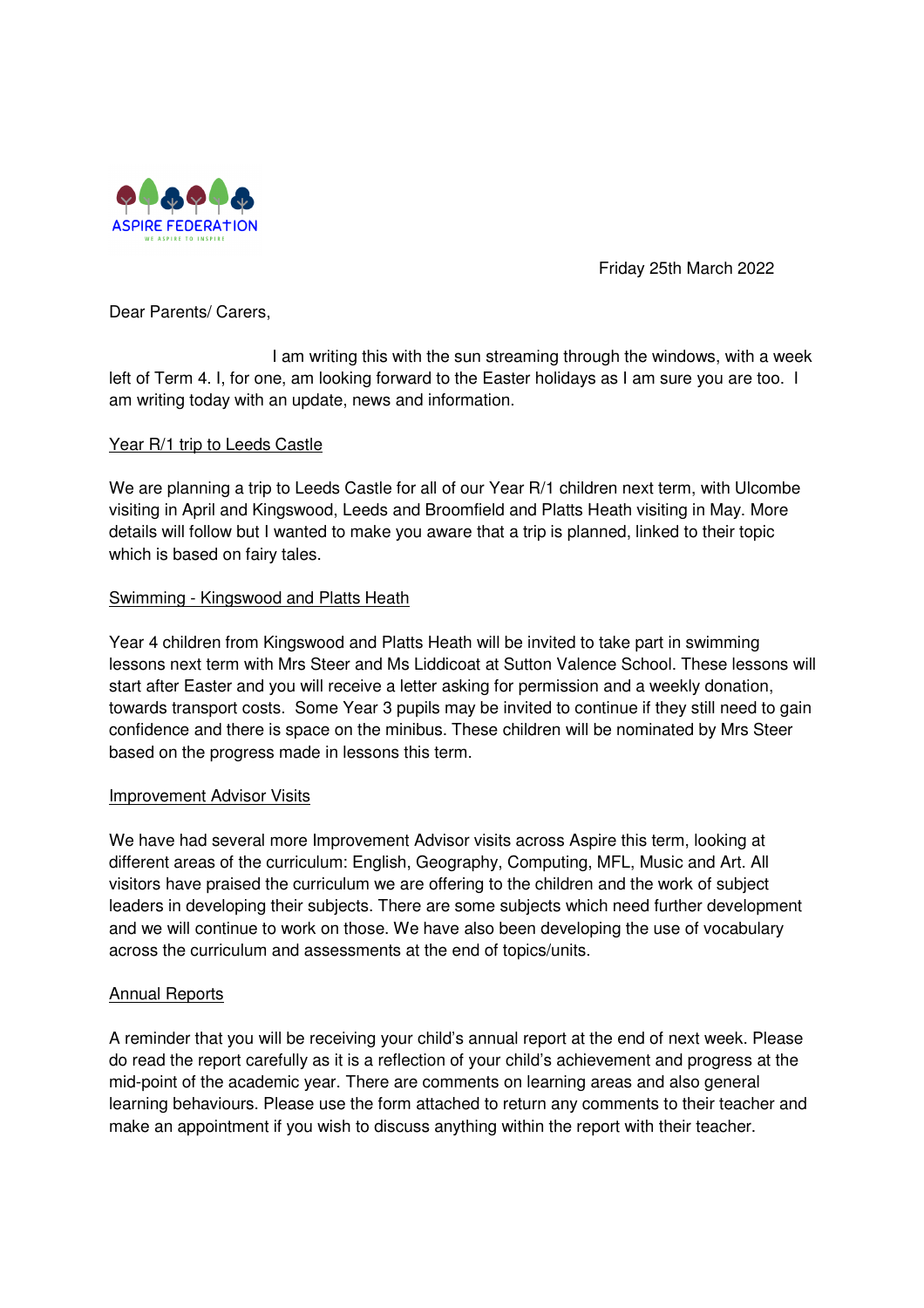ASPIRE FEDERATION

WE ASPIRE TO INSPIRE

Friday 25th March 2022

Dear Parents/ Carers,

I am writing this with the sun streaming through the windows, with a week left of Term 4. I, for one, am looking forward to the Easter holidays as I am sure you are too. I am writing today with an update, news and information.

<u>Year R/1 trip to Leeds Castle</u>

We are planning a trip to Leeds Castle for all of our Year R/1 children next term, with Ulcombe visiting in April and Kingswood, Leeds and Broomfield and Platts Heath visiting in May. More details will follow but I wanted to make you aware that a trip is planned, linked to their topic which is based on fairy tales.

<u>Swimming - Kingswood and Platts Heath</u>

Year 4 children from Kingswood and Platts Heath will be invited to take part in swimming lessons next term with Mrs Steer and Ms Liddicoat at Sutton Valence School. These lessons will start after Easter and you will receive a letter asking for permission and a weekly donation, towards transport costs. Some Year 3 pupils may be invited to continue if they still need to gain confidence and there is space on the minibus. These children will be nominated by Mrs Steer based on the progress made in lessons this term.

<u>Improvement Advisor Visits</u>

We have had several more Improvement Advisor visits across Aspire this term, looking at different areas of the curriculum: English, Geography, Computing, MFL, Music and Art. All visitors have praised the curriculum we are offering to the children and the work of subject leaders in developing their subjects. There are some subjects which need further development and we will continue to work on those. We have also been developing the use of vocabulary across the curriculum and assessments at the end of topics/units.

<u>Annual Reports</u>

A reminder that you will be receiving your child's annual report at the end of next week. Please do read the report carefully as it is a reflection of your child's achievement and progress at the mid-point of the academic year. There are comments on learning areas and also general learning behaviours. Please use the form attached to return any comments to their teacher and make an appointment if you wish to discuss anything within the report with their teacher.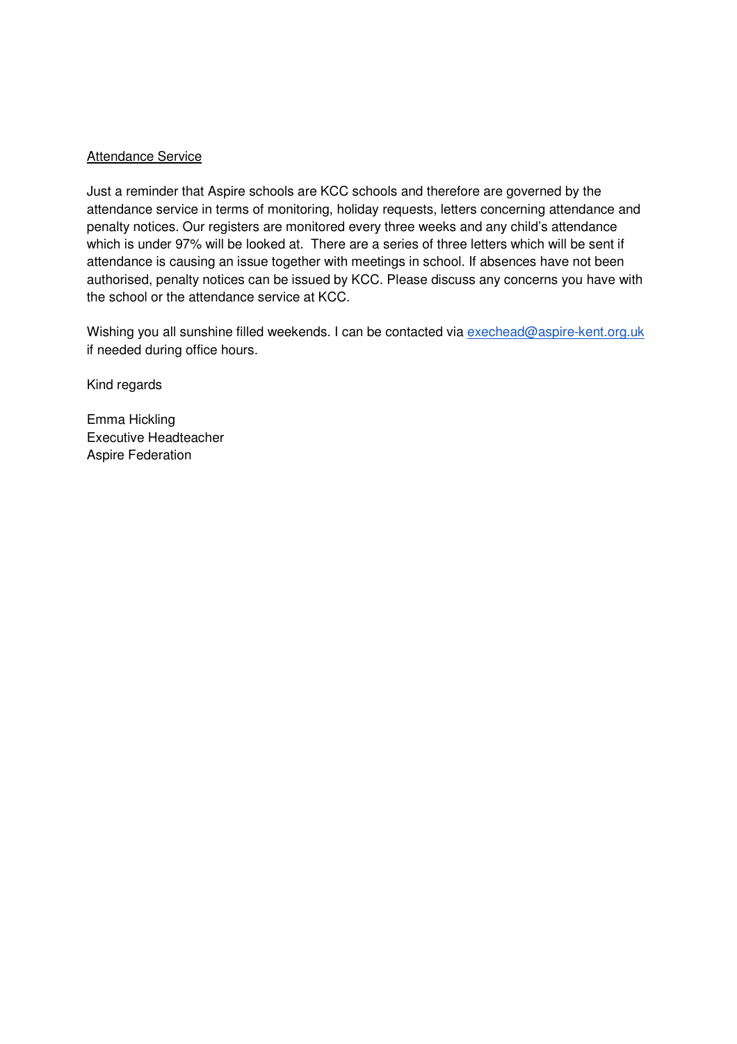<u>Attendance Service</u>

Just a reminder that Aspire schools are KCC schools and therefore are governed by the attendance service in terms of monitoring, holiday requests, letters concerning attendance and penalty notices. Our registers are monitored every three weeks and any child's attendance which is under 97% will be looked at. There are a series of three letters which will be sent if attendance is causing an issue together with meetings in school. If absences have not been authorised, penalty notices can be issued by KCC. Please discuss any concerns you have with the school or the attendance service at KCC.

Wishing you all sunshine filled weekends. I can be contacted via [exechead@aspire-kent.org.uk](mailto:exechead@aspire-kent.org.uk) if needed during office hours.

Kind regards

Emma Hickling
Executive Headteacher
Aspire Federation